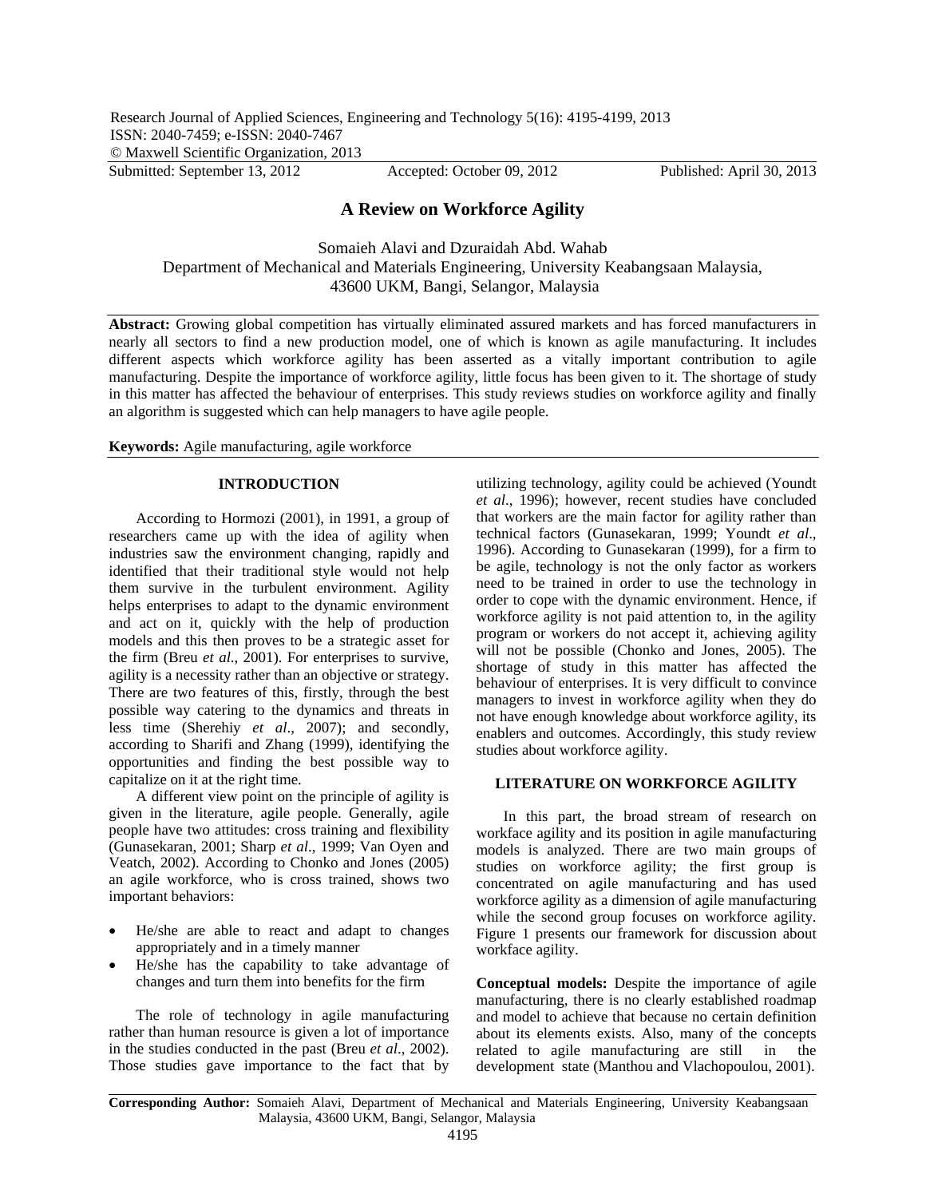# A Review on Workforce Agility

Somaieh Alavi and Dzuraidah Abd. Wahab
Department of Mechanical and Materials Engineering, University Keabangsaan Malaysia, 43600 UKM, Bangi, Selangor, Malaysia

**Abstract:** Growing global competition has virtually eliminated assured markets and has forced manufacturers in nearly all sectors to find a new production model, one of which is known as agile manufacturing. It includes different aspects which workforce agility has been asserted as a vitally important contribution to agile manufacturing. Despite the importance of workforce agility, little focus has been given to it. The shortage of study in this matter has affected the behaviour of enterprises. This study reviews studies on workforce agility and finally an algorithm is suggested which can help managers to have agile people.

**Keywords:** Agile manufacturing, agile workforce

## INTRODUCTION

According to Hormozi (2001), in 1991, a group of researchers came up with the idea of agility when industries saw the environment changing, rapidly and identified that their traditional style would not help them survive in the turbulent environment. Agility helps enterprises to adapt to the dynamic environment and act on it, quickly with the help of production models and this then proves to be a strategic asset for the firm (Breu *et al*., 2001). For enterprises to survive, agility is a necessity rather than an objective or strategy. There are two features of this, firstly, through the best possible way catering to the dynamics and threats in less time (Sherehiy *et al*., 2007); and secondly, according to Sharifi and Zhang (1999), identifying the opportunities and finding the best possible way to capitalize on it at the right time.

A different view point on the principle of agility is given in the literature, agile people. Generally, agile people have two attitudes: cross training and flexibility (Gunasekaran, 2001; Sharp *et al*., 1999; Van Oyen and Veatch, 2002). According to Chonko and Jones (2005) an agile workforce, who is cross trained, shows two important behaviors:

- He/she are able to react and adapt to changes appropriately and in a timely manner
- He/she has the capability to take advantage of changes and turn them into benefits for the firm

The role of technology in agile manufacturing rather than human resource is given a lot of importance in the studies conducted in the past (Breu *et al*., 2002). Those studies gave importance to the fact that by utilizing technology, agility could be achieved (Youndt *et al*., 1996); however, recent studies have concluded that workers are the main factor for agility rather than technical factors (Gunasekaran, 1999; Youndt *et al*., 1996). According to Gunasekaran (1999), for a firm to be agile, technology is not the only factor as workers need to be trained in order to use the technology in order to cope with the dynamic environment. Hence, if workforce agility is not paid attention to, in the agility program or workers do not accept it, achieving agility will not be possible (Chonko and Jones, 2005). The shortage of study in this matter has affected the behaviour of enterprises. It is very difficult to convince managers to invest in workforce agility when they do not have enough knowledge about workforce agility, its enablers and outcomes. Accordingly, this study review studies about workforce agility.

## LITERATURE ON WORKFORCE AGILITY

In this part, the broad stream of research on workface agility and its position in agile manufacturing models is analyzed. There are two main groups of studies on workforce agility; the first group is concentrated on agile manufacturing and has used workforce agility as a dimension of agile manufacturing while the second group focuses on workforce agility. Figure 1 presents our framework for discussion about workface agility.

**Conceptual models:** Despite the importance of agile manufacturing, there is no clearly established roadmap and model to achieve that because no certain definition about its elements exists. Also, many of the concepts related to agile manufacturing are still in the development state (Manthou and Vlachopoulou, 2001).

**Corresponding Author:** Somaieh Alavi, Department of Mechanical and Materials Engineering, University Keabangsaan Malaysia, 43600 UKM, Bangi, Selangor, Malaysia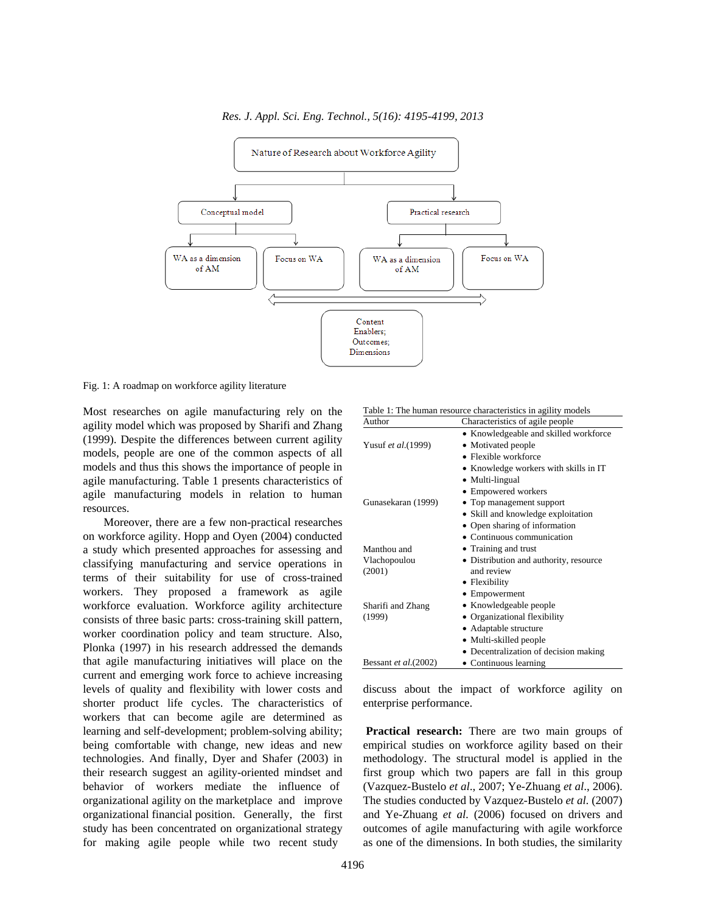Fig. 1: A roadmap on workforce agility literature

Most researches on agile manufacturing rely on the agility model which was proposed by Sharifi and Zhang (1999). Despite the differences between current agility models, people are one of the common aspects of all models and thus this shows the importance of people in agile manufacturing. Table 1 presents characteristics of agile manufacturing models in relation to human resources.

Moreover, there are a few non-practical researches on workforce agility. Hopp and Oyen (2004) conducted a study which presented approaches for assessing and classifying manufacturing and service operations in terms of their suitability for use of cross-trained workers. They proposed a framework as agile workforce evaluation. Workforce agility architecture consists of three basic parts: cross-training skill pattern, worker coordination policy and team structure. Also, Plonka (1997) in his research addressed the demands that agile manufacturing initiatives will place on the current and emerging work force to achieve increasing levels of quality and flexibility with lower costs and shorter product life cycles. The characteristics of workers that can become agile are determined as learning and self-development; problem-solving ability; being comfortable with change, new ideas and new technologies. And finally, Dyer and Shafer (2003) in their research suggest an agility-oriented mindset and behavior of workers mediate the influence of organizational agility on the marketplace and improve organizational financial position. Generally, the first study has been concentrated on organizational strategy for making agile people while two recent study discuss about the impact of workforce agility on enterprise performance.

Table 1: The human resource characteristics in agility models

| Author | Characteristics of agile people |
|---|---|
| Yusuf *et al.*(1999) | • Knowledgeable and skilled workforce<br>• Motivated people<br>• Flexible workforce<br>• Knowledge workers with skills in IT<br>• Multi-lingual |
| Gunasekaran (1999) | • Empowered workers<br>• Top management support<br>• Skill and knowledge exploitation<br>• Open sharing of information<br>• Continuous communication |
| Manthou and Vlachopoulou (2001) | • Training and trust<br>• Distribution and authority, resource and review<br>• Flexibility |
| Sharifi and Zhang (1999) | • Empowerment<br>• Knowledgeable people<br>• Organizational flexibility<br>• Adaptable structure<br>• Multi-skilled people |
| Bessant *et al.*(2002) | • Decentralization of decision making<br>• Continuous learning |

**Practical research:** There are two main groups of empirical studies on workforce agility based on their methodology. The structural model is applied in the first group which two papers are fall in this group (Vazquez-Bustelo *et al.*, 2007; Ye-Zhuang *et al.*, 2006). The studies conducted by Vazquez-Bustelo *et al.* (2007) and Ye-Zhuang *et al.* (2006) focused on drivers and outcomes of agile manufacturing with agile workforce as one of the dimensions. In both studies, the similarity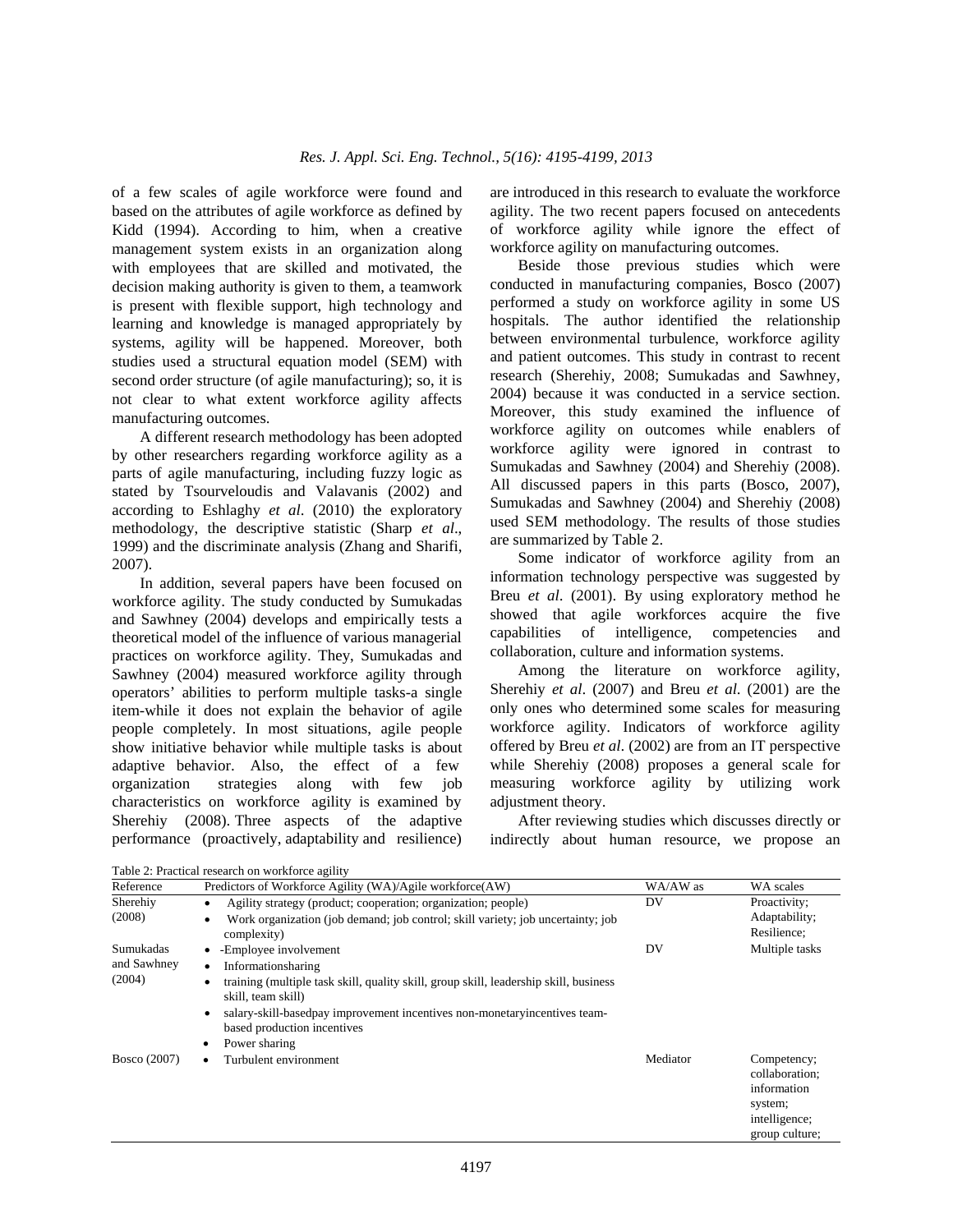of a few scales of agile workforce were found and based on the attributes of agile workforce as defined by Kidd (1994). According to him, when a creative management system exists in an organization along with employees that are skilled and motivated, the decision making authority is given to them, a teamwork is present with flexible support, high technology and learning and knowledge is managed appropriately by systems, agility will be happened. Moreover, both studies used a structural equation model (SEM) with second order structure (of agile manufacturing); so, it is not clear to what extent workforce agility affects manufacturing outcomes.

A different research methodology has been adopted by other researchers regarding workforce agility as a parts of agile manufacturing, including fuzzy logic as stated by Tsourveloudis and Valavanis (2002) and according to Eshlaghy *et al*. (2010) the exploratory methodology, the descriptive statistic (Sharp *et al*., 1999) and the discriminate analysis (Zhang and Sharifi, 2007).

In addition, several papers have been focused on workforce agility. The study conducted by Sumukadas and Sawhney (2004) develops and empirically tests a theoretical model of the influence of various managerial practices on workforce agility. They, Sumukadas and Sawhney (2004) measured workforce agility through operators' abilities to perform multiple tasks-a single item-while it does not explain the behavior of agile people completely. In most situations, agile people show initiative behavior while multiple tasks is about adaptive behavior. Also, the effect of a few organization strategies along with few job characteristics on workforce agility is examined by Sherehiy (2008). Three aspects of the adaptive performance (proactively, adaptability and resilience) are introduced in this research to evaluate the workforce agility. The two recent papers focused on antecedents of workforce agility while ignore the effect of workforce agility on manufacturing outcomes.

Beside those previous studies which were conducted in manufacturing companies, Bosco (2007) performed a study on workforce agility in some US hospitals. The author identified the relationship between environmental turbulence, workforce agility and patient outcomes. This study in contrast to recent research (Sherehiy, 2008; Sumukadas and Sawhney, 2004) because it was conducted in a service section. Moreover, this study examined the influence of workforce agility on outcomes while enablers of workforce agility were ignored in contrast to Sumukadas and Sawhney (2004) and Sherehiy (2008). All discussed papers in this parts (Bosco, 2007), Sumukadas and Sawhney (2004) and Sherehiy (2008) used SEM methodology. The results of those studies are summarized by Table 2.

Some indicator of workforce agility from an information technology perspective was suggested by Breu *et al*. (2001). By using exploratory method he showed that agile workforces acquire the five capabilities of intelligence, competencies and collaboration, culture and information systems.

Among the literature on workforce agility, Sherehiy *et al*. (2007) and Breu *et al*. (2001) are the only ones who determined some scales for measuring workforce agility. Indicators of workforce agility offered by Breu *et al*. (2002) are from an IT perspective while Sherehiy (2008) proposes a general scale for measuring workforce agility by utilizing work adjustment theory.

After reviewing studies which discusses directly or indirectly about human resource, we propose an

Table 2: Practical research on workforce agility

| Reference | Predictors of Workforce Agility (WA)/Agile workforce(AW) | WA/AW as | WA scales |
|---|---|---|---|
| Sherehiy (2008) | • Agility strategy (product; cooperation; organization; people)<br>• Work organization (job demand; job control; skill variety; job uncertainty; job complexity) | DV | Proactivity; Adaptability; Resilience; |
| Sumukadas and Sawhney (2004) | • -Employee involvement<br>• Informationsharing<br>• training (multiple task skill, quality skill, group skill, leadership skill, business skill, team skill)<br>• salary-skill-basedpay improvement incentives non-monetaryincentives team-based production incentives<br>• Power sharing | DV | Multiple tasks |
| Bosco (2007) | • Turbulent environment | Mediator | Competency; collaboration; information system; intelligence; group culture; |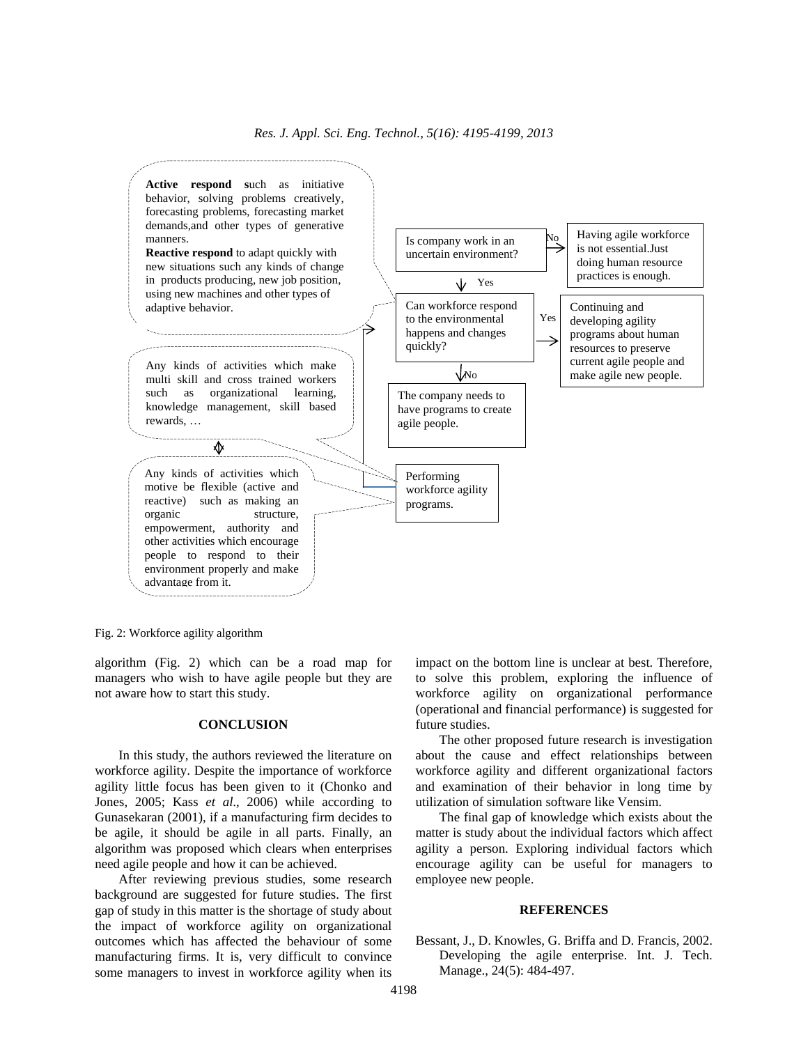Active respond such as initiative behavior, solving problems creatively, forecasting problems, forecasting market demands,and other types of generative manners.

Reactive respond to adapt quickly with new situations such any kinds of change in products producing, new job position, using new machines and other types of adaptive behavior.

Is company work in an uncertain environment?

No

Having agile workforce is not essential.Just doing human resource practices is enough.

Yes

Can workforce respond to the environmental happens and changes quickly?

Yes

Continuing and developing agility programs about human resources to preserve current agile people and make agile new people.

No

The company needs to have programs to create agile people.

Any kinds of activities which make multi skill and cross trained workers such as organizational learning, knowledge management, skill based rewards, …

Any kinds of activities which motive be flexible (active and reactive) such as making an organic structure, empowerment, authority and other activities which encourage people to respond to their environment properly and make advantage from it.

Performing workforce agility programs.

Fig. 2: Workforce agility algorithm

algorithm (Fig. 2) which can be a road map for managers who wish to have agile people but they are not aware how to start this study.

## CONCLUSION

In this study, the authors reviewed the literature on workforce agility. Despite the importance of workforce agility little focus has been given to it (Chonko and Jones, 2005; Kass *et al*., 2006) while according to Gunasekaran (2001), if a manufacturing firm decides to be agile, it should be agile in all parts. Finally, an algorithm was proposed which clears when enterprises need agile people and how it can be achieved.

After reviewing previous studies, some research background are suggested for future studies. The first gap of study in this matter is the shortage of study about the impact of workforce agility on organizational outcomes which has affected the behaviour of some manufacturing firms. It is, very difficult to convince some managers to invest in workforce agility when its impact on the bottom line is unclear at best. Therefore, to solve this problem, exploring the influence of workforce agility on organizational performance (operational and financial performance) is suggested for future studies.

The other proposed future research is investigation about the cause and effect relationships between workforce agility and different organizational factors and examination of their behavior in long time by utilization of simulation software like Vensim.

The final gap of knowledge which exists about the matter is study about the individual factors which affect agility a person. Exploring individual factors which encourage agility can be useful for managers to employee new people.

## REFERENCES

Bessant, J., D. Knowles, G. Briffa and D. Francis, 2002. Developing the agile enterprise. Int. J. Tech. Manage., 24(5): 484-497.